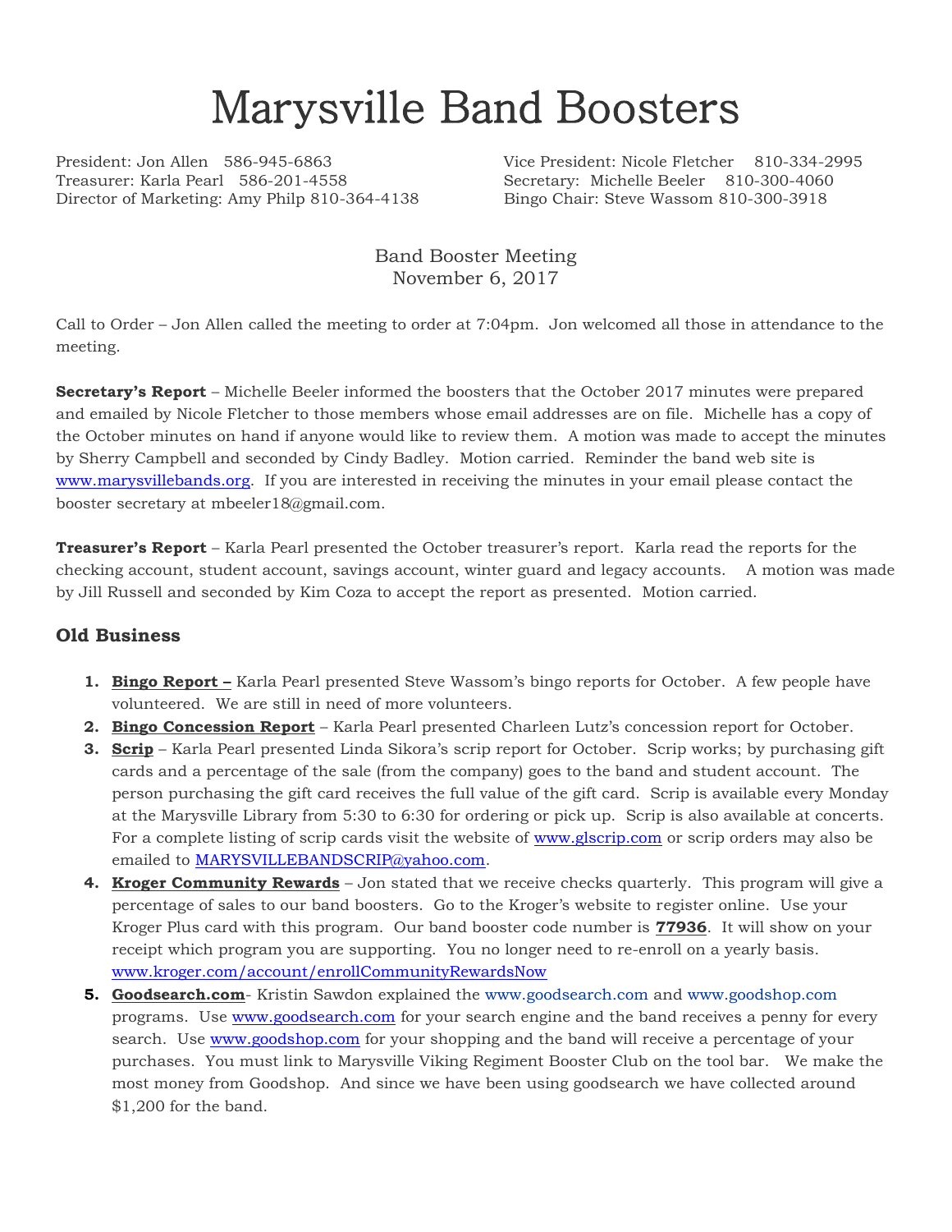# Marysville Band Boosters

President: Jon Allen 586-945-6863
Vice President: Nicole Fletcher 810-334-2995
Treasurer: Karla Pearl 586-201-4558
Secretary: Michelle Beeler 810-300-4060
Director of Marketing: Amy Philp 810-364-4138
Bingo Chair: Steve Wassom 810-300-3918

Band Booster Meeting
November 6, 2017

Call to Order – Jon Allen called the meeting to order at 7:04pm. Jon welcomed all those in attendance to the meeting.

**Secretary's Report** – Michelle Beeler informed the boosters that the October 2017 minutes were prepared and emailed by Nicole Fletcher to those members whose email addresses are on file. Michelle has a copy of the October minutes on hand if anyone would like to review them. A motion was made to accept the minutes by Sherry Campbell and seconded by Cindy Badley. Motion carried. Reminder the band web site is www.marysvillebands.org. If you are interested in receiving the minutes in your email please contact the booster secretary at mbeeler18@gmail.com.

**Treasurer's Report** – Karla Pearl presented the October treasurer's report. Karla read the reports for the checking account, student account, savings account, winter guard and legacy accounts. A motion was made by Jill Russell and seconded by Kim Coza to accept the report as presented. Motion carried.

## Old Business

1. **Bingo Report –** Karla Pearl presented Steve Wassom's bingo reports for October. A few people have volunteered. We are still in need of more volunteers.
2. **Bingo Concession Report** – Karla Pearl presented Charleen Lutz's concession report for October.
3. **Scrip** – Karla Pearl presented Linda Sikora's scrip report for October. Scrip works; by purchasing gift cards and a percentage of the sale (from the company) goes to the band and student account. The person purchasing the gift card receives the full value of the gift card. Scrip is available every Monday at the Marysville Library from 5:30 to 6:30 for ordering or pick up. Scrip is also available at concerts. For a complete listing of scrip cards visit the website of www.glscrip.com or scrip orders may also be emailed to MARYSVILLEBANDSCRIP@yahoo.com.
4. **Kroger Community Rewards** – Jon stated that we receive checks quarterly. This program will give a percentage of sales to our band boosters. Go to the Kroger's website to register online. Use your Kroger Plus card with this program. Our band booster code number is **77936**. It will show on your receipt which program you are supporting. You no longer need to re-enroll on a yearly basis. www.kroger.com/account/enrollCommunityRewardsNow
5. **Goodsearch.com**- Kristin Sawdon explained the www.goodsearch.com and www.goodshop.com programs. Use www.goodsearch.com for your search engine and the band receives a penny for every search. Use www.goodshop.com for your shopping and the band will receive a percentage of your purchases. You must link to Marysville Viking Regiment Booster Club on the tool bar. We make the most money from Goodshop. And since we have been using goodsearch we have collected around $1,200 for the band.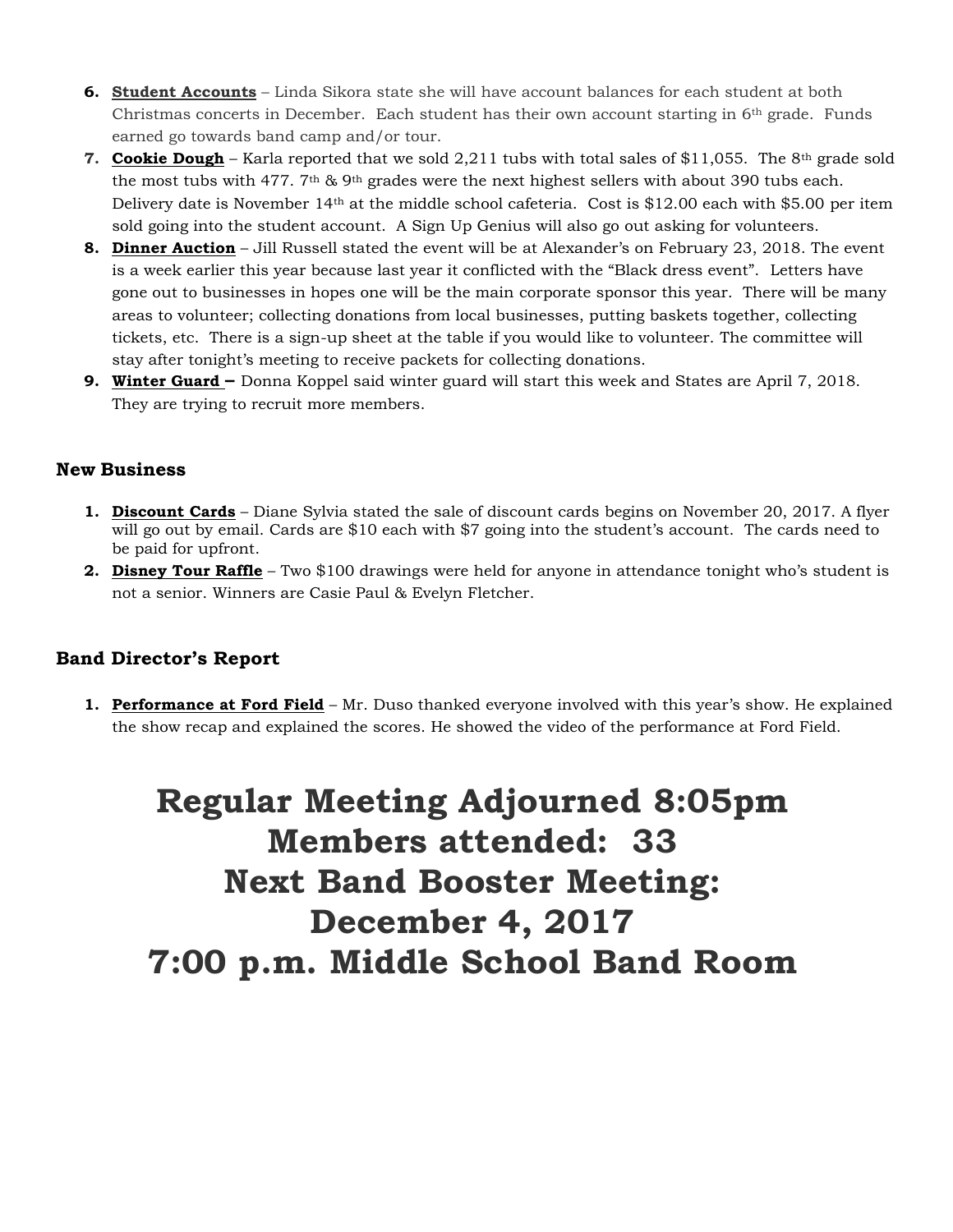6. **Student Accounts** – Linda Sikora state she will have account balances for each student at both Christmas concerts in December. Each student has their own account starting in 6th grade. Funds earned go towards band camp and/or tour.
7. **Cookie Dough** – Karla reported that we sold 2,211 tubs with total sales of $11,055. The 8th grade sold the most tubs with 477. 7th & 9th grades were the next highest sellers with about 390 tubs each. Delivery date is November 14th at the middle school cafeteria. Cost is $12.00 each with $5.00 per item sold going into the student account. A Sign Up Genius will also go out asking for volunteers.
8. **Dinner Auction** – Jill Russell stated the event will be at Alexander's on February 23, 2018. The event is a week earlier this year because last year it conflicted with the "Black dress event". Letters have gone out to businesses in hopes one will be the main corporate sponsor this year. There will be many areas to volunteer; collecting donations from local businesses, putting baskets together, collecting tickets, etc. There is a sign-up sheet at the table if you would like to volunteer. The committee will stay after tonight's meeting to receive packets for collecting donations.
9. **Winter Guard** – Donna Koppel said winter guard will start this week and States are April 7, 2018. They are trying to recruit more members.

### New Business

1. **Discount Cards** – Diane Sylvia stated the sale of discount cards begins on November 20, 2017. A flyer will go out by email. Cards are $10 each with $7 going into the student's account. The cards need to be paid for upfront.
2. **Disney Tour Raffle** – Two $100 drawings were held for anyone in attendance tonight who's student is not a senior. Winners are Casie Paul & Evelyn Fletcher.

### Band Director's Report

1. **Performance at Ford Field** – Mr. Duso thanked everyone involved with this year's show. He explained the show recap and explained the scores. He showed the video of the performance at Ford Field.

# Regular Meeting Adjourned 8:05pm
# Members attended: 33
# Next Band Booster Meeting:
# December 4, 2017
# 7:00 p.m. Middle School Band Room